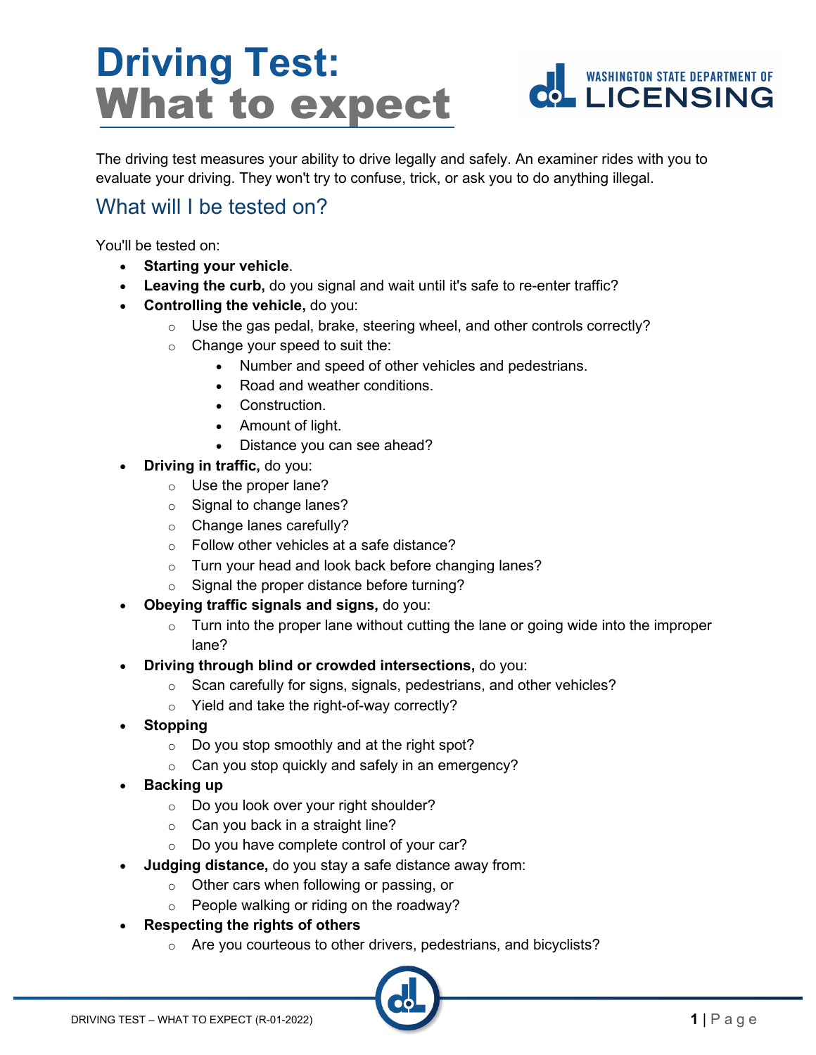# Driving Test: What to expect

The driving test measures your ability to drive legally and safely. An examiner rides with you to evaluate your driving. They won't try to confuse, trick, or ask you to do anything illegal.

## What will I be tested on?

You'll be tested on:

- **Starting your vehicle**.
- **Leaving the curb,** do you signal and wait until it's safe to re-enter traffic?
- **Controlling the vehicle,** do you:
  - Use the gas pedal, brake, steering wheel, and other controls correctly?
  - Change your speed to suit the:
    - Number and speed of other vehicles and pedestrians.
    - Road and weather conditions.
    - Construction.
    - Amount of light.
    - Distance you can see ahead?
- **Driving in traffic,** do you:
  - Use the proper lane?
  - Signal to change lanes?
  - Change lanes carefully?
  - Follow other vehicles at a safe distance?
  - Turn your head and look back before changing lanes?
  - Signal the proper distance before turning?
- **Obeying traffic signals and signs,** do you:
  - Turn into the proper lane without cutting the lane or going wide into the improper lane?
- **Driving through blind or crowded intersections,** do you:
  - Scan carefully for signs, signals, pedestrians, and other vehicles?
  - Yield and take the right-of-way correctly?
- **Stopping**
  - Do you stop smoothly and at the right spot?
  - Can you stop quickly and safely in an emergency?
- **Backing up**
  - Do you look over your right shoulder?
  - Can you back in a straight line?
  - Do you have complete control of your car?
- **Judging distance,** do you stay a safe distance away from:
  - Other cars when following or passing, or
  - People walking or riding on the roadway?
- **Respecting the rights of others**
  - Are you courteous to other drivers, pedestrians, and bicyclists?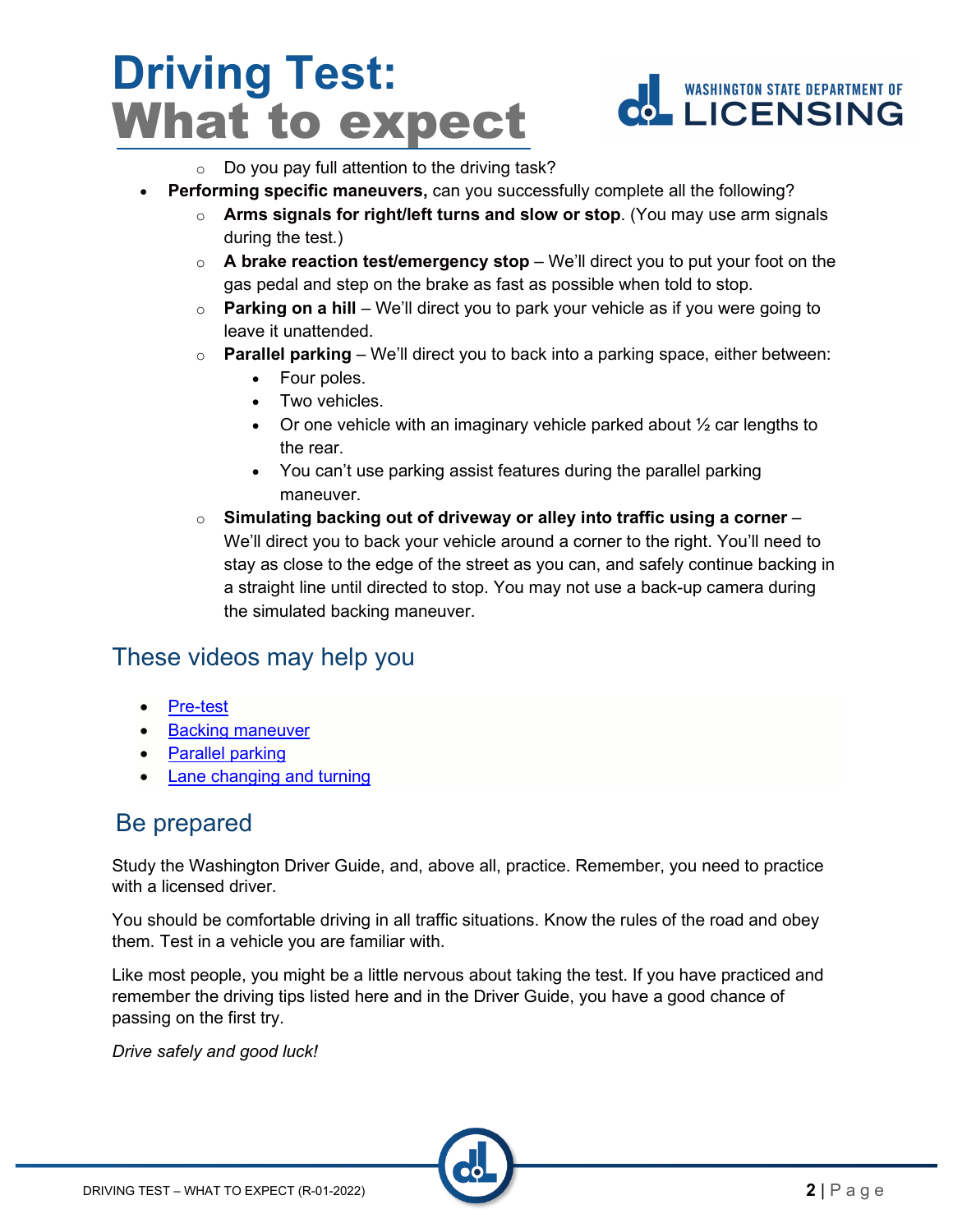- Do you pay full attention to the driving task?

- **Performing specific maneuvers,** can you successfully complete all the following?
  - **Arms signals for right/left turns and slow or stop**. (You may use arm signals during the test.)
  - **A brake reaction test/emergency stop** – We'll direct you to put your foot on the gas pedal and step on the brake as fast as possible when told to stop.
  - **Parking on a hill** – We'll direct you to park your vehicle as if you were going to leave it unattended.
  - **Parallel parking** – We'll direct you to back into a parking space, either between:
    - Four poles.
    - Two vehicles.
    - Or one vehicle with an imaginary vehicle parked about ½ car lengths to the rear.
    - You can't use parking assist features during the parallel parking maneuver.
  - **Simulating backing out of driveway or alley into traffic using a corner** – We'll direct you to back your vehicle around a corner to the right. You'll need to stay as close to the edge of the street as you can, and safely continue backing in a straight line until directed to stop. You may not use a back-up camera during the simulated backing maneuver.

## These videos may help you

- Pre-test
- Backing maneuver
- Parallel parking
- Lane changing and turning

## Be prepared

Study the Washington Driver Guide, and, above all, practice. Remember, you need to practice with a licensed driver.

You should be comfortable driving in all traffic situations. Know the rules of the road and obey them. Test in a vehicle you are familiar with.

Like most people, you might be a little nervous about taking the test. If you have practiced and remember the driving tips listed here and in the Driver Guide, you have a good chance of passing on the first try.

*Drive safely and good luck!*